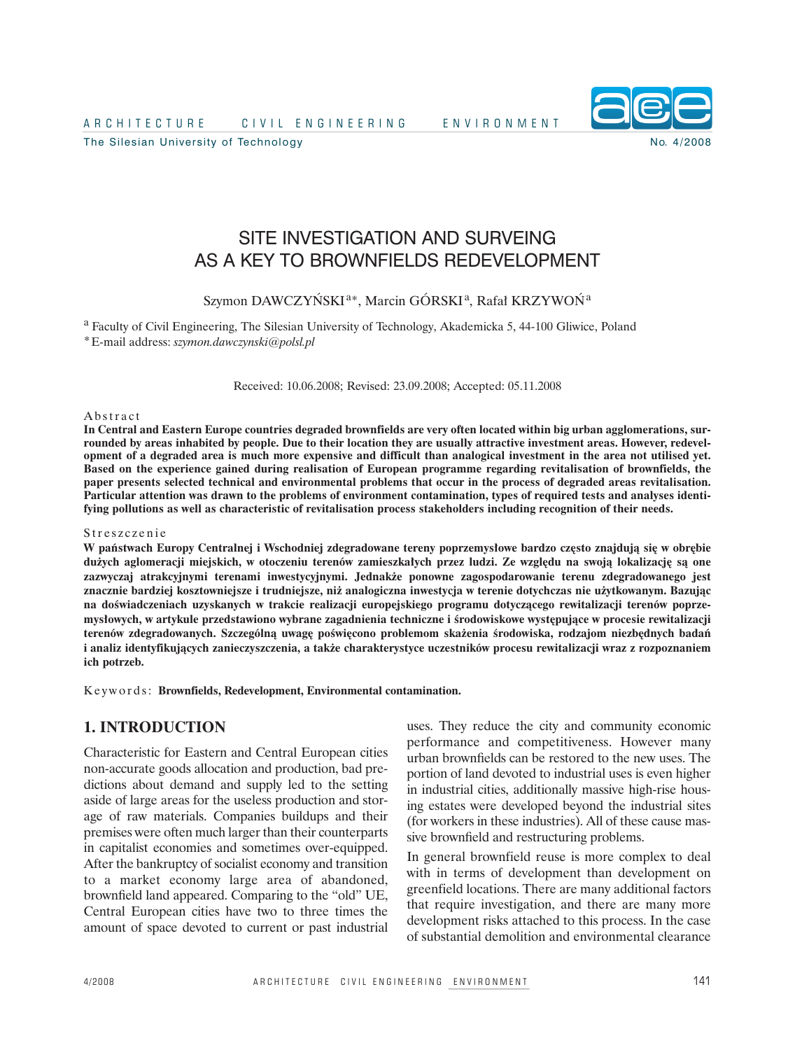# SITE INVESTIGATION AND SURVEING AS A KEY TO BROWNFIELDS REDEVELOPMENT

Szymon DAWCZYŃSKI[a*], Marcin GÓRSKI[a], Rafał KRZYWOŃ[a]

[a] Faculty of Civil Engineering, The Silesian University of Technology, Akademicka 5, 44-100 Gliwice, Poland
[*] E-mail address: *szymon.dawczynski@polsl.pl*

Received: 10.06.2008; Revised: 23.09.2008; Accepted: 05.11.2008

## Abstract

**In Central and Eastern Europe countries degraded brownfields are very often located within big urban agglomerations, surrounded by areas inhabited by people. Due to their location they are usually attractive investment areas. However, redevelopment of a degraded area is much more expensive and difficult than analogical investment in the area not utilised yet. Based on the experience gained during realisation of European programme regarding revitalisation of brownfields, the paper presents selected technical and environmental problems that occur in the process of degraded areas revitalisation. Particular attention was drawn to the problems of environment contamination, types of required tests and analyses identifying pollutions as well as characteristic of revitalisation process stakeholders including recognition of their needs.**

## Streszczenie

**W państwach Europy Centralnej i Wschodniej zdegradowane tereny poprzemysłowe bardzo często znajdują się w obrębie dużych aglomeracji miejskich, w otoczeniu terenów zamieszkałych przez ludzi. Ze względu na swoją lokalizację są one zazwyczaj atrakcyjnymi terenami inwestycyjnymi. Jednakże ponowne zagospodarowanie terenu zdegradowanego jest znacznie bardziej kosztowniejsze i trudniejsze, niż analogiczna inwestycja w terenie dotychczas nie użytkowanym. Bazując na doświadczeniach uzyskanych w trakcie realizacji europejskiego programu dotyczącego rewitalizacji terenów poprzemysłowych, w artykule przedstawiono wybrane zagadnienia techniczne i środowiskowe występujące w procesie rewitalizacji terenów zdegradowanych. Szczególną uwagę poświęcono problemom skażenia środowiska, rodzajom niezbędnych badań i analiz identyfikujących zanieczyszczenia, a także charakterystyce uczestników procesu rewitalizacji wraz z rozpoznaniem ich potrzeb.**

Keywords: **Brownfields, Redevelopment, Environmental contamination.**

## 1. INTRODUCTION

Characteristic for Eastern and Central European cities non-accurate goods allocation and production, bad predictions about demand and supply led to the setting aside of large areas for the useless production and storage of raw materials. Companies buildups and their premises were often much larger than their counterparts in capitalist economies and sometimes over-equipped. After the bankruptcy of socialist economy and transition to a market economy large area of abandoned, brownfield land appeared. Comparing to the "old" UE, Central European cities have two to three times the amount of space devoted to current or past industrial uses. They reduce the city and community economic performance and competitiveness. However many urban brownfields can be restored to the new uses. The portion of land devoted to industrial uses is even higher in industrial cities, additionally massive high-rise housing estates were developed beyond the industrial sites (for workers in these industries). All of these cause massive brownfield and restructuring problems.

In general brownfield reuse is more complex to deal with in terms of development than development on greenfield locations. There are many additional factors that require investigation, and there are many more development risks attached to this process. In the case of substantial demolition and environmental clearance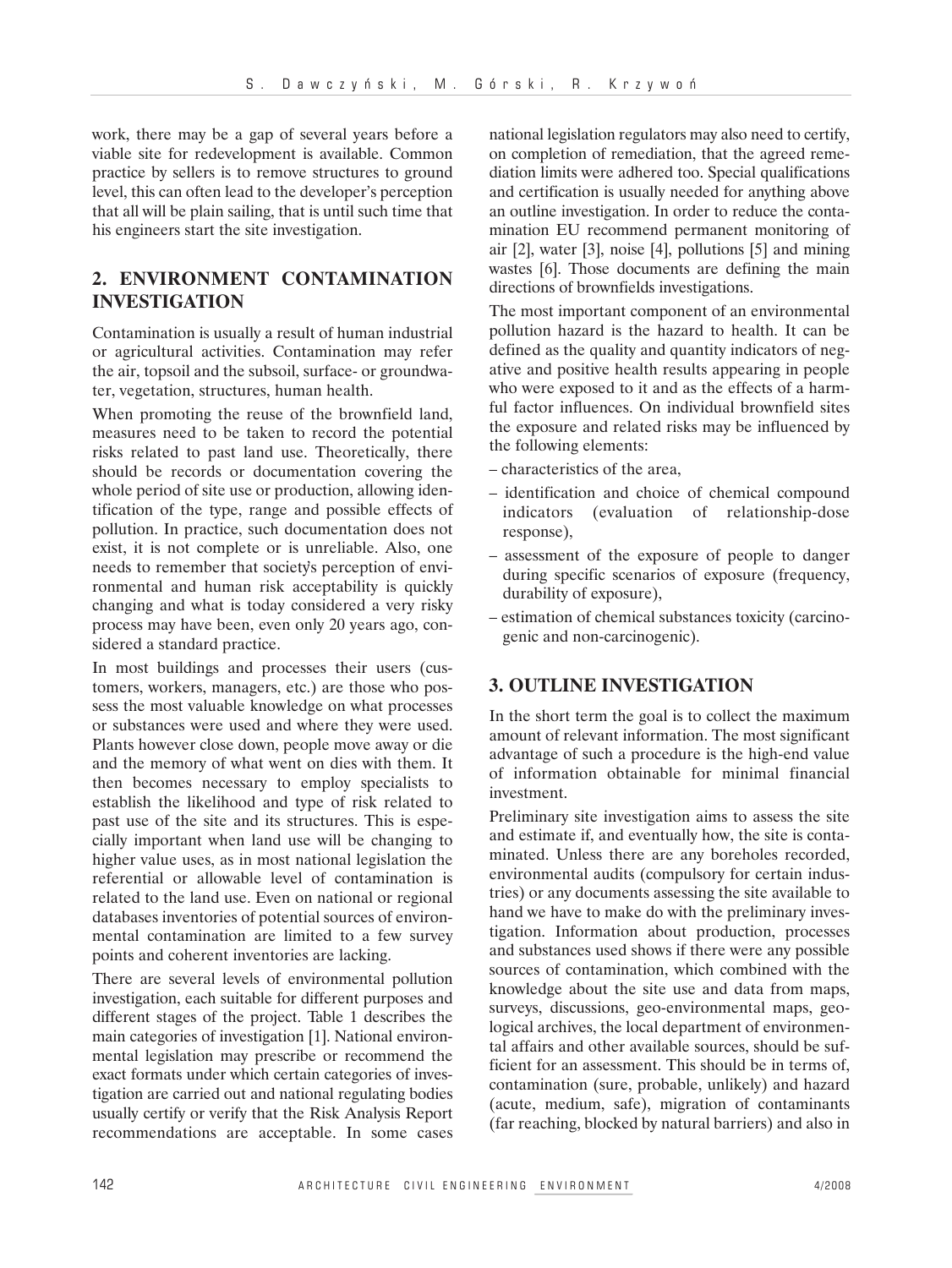work, there may be a gap of several years before a viable site for redevelopment is available. Common practice by sellers is to remove structures to ground level, this can often lead to the developer's perception that all will be plain sailing, that is until such time that his engineers start the site investigation.

## 2. ENVIRONMENT CONTAMINATION INVESTIGATION

Contamination is usually a result of human industrial or agricultural activities. Contamination may refer the air, topsoil and the subsoil, surface- or groundwater, vegetation, structures, human health.

When promoting the reuse of the brownfield land, measures need to be taken to record the potential risks related to past land use. Theoretically, there should be records or documentation covering the whole period of site use or production, allowing identification of the type, range and possible effects of pollution. In practice, such documentation does not exist, it is not complete or is unreliable. Also, one needs to remember that society's perception of environmental and human risk acceptability is quickly changing and what is today considered a very risky process may have been, even only 20 years ago, considered a standard practice.

In most buildings and processes their users (customers, workers, managers, etc.) are those who possess the most valuable knowledge on what processes or substances were used and where they were used. Plants however close down, people move away or die and the memory of what went on dies with them. It then becomes necessary to employ specialists to establish the likelihood and type of risk related to past use of the site and its structures. This is especially important when land use will be changing to higher value uses, as in most national legislation the referential or allowable level of contamination is related to the land use. Even on national or regional databases inventories of potential sources of environmental contamination are limited to a few survey points and coherent inventories are lacking.

There are several levels of environmental pollution investigation, each suitable for different purposes and different stages of the project. Table 1 describes the main categories of investigation [1]. National environmental legislation may prescribe or recommend the exact formats under which certain categories of investigation are carried out and national regulating bodies usually certify or verify that the Risk Analysis Report recommendations are acceptable. In some cases national legislation regulators may also need to certify, on completion of remediation, that the agreed remediation limits were adhered too. Special qualifications and certification is usually needed for anything above an outline investigation. In order to reduce the contamination EU recommend permanent monitoring of air [2], water [3], noise [4], pollutions [5] and mining wastes [6]. Those documents are defining the main directions of brownfields investigations.

The most important component of an environmental pollution hazard is the hazard to health. It can be defined as the quality and quantity indicators of negative and positive health results appearing in people who were exposed to it and as the effects of a harmful factor influences. On individual brownfield sites the exposure and related risks may be influenced by the following elements:

- characteristics of the area,
- identification and choice of chemical compound indicators (evaluation of relationship-dose response),
- assessment of the exposure of people to danger during specific scenarios of exposure (frequency, durability of exposure),
- estimation of chemical substances toxicity (carcinogenic and non-carcinogenic).

## 3. OUTLINE INVESTIGATION

In the short term the goal is to collect the maximum amount of relevant information. The most significant advantage of such a procedure is the high-end value of information obtainable for minimal financial investment.

Preliminary site investigation aims to assess the site and estimate if, and eventually how, the site is contaminated. Unless there are any boreholes recorded, environmental audits (compulsory for certain industries) or any documents assessing the site available to hand we have to make do with the preliminary investigation. Information about production, processes and substances used shows if there were any possible sources of contamination, which combined with the knowledge about the site use and data from maps, surveys, discussions, geo-environmental maps, geological archives, the local department of environmental affairs and other available sources, should be sufficient for an assessment. This should be in terms of, contamination (sure, probable, unlikely) and hazard (acute, medium, safe), migration of contaminants (far reaching, blocked by natural barriers) and also in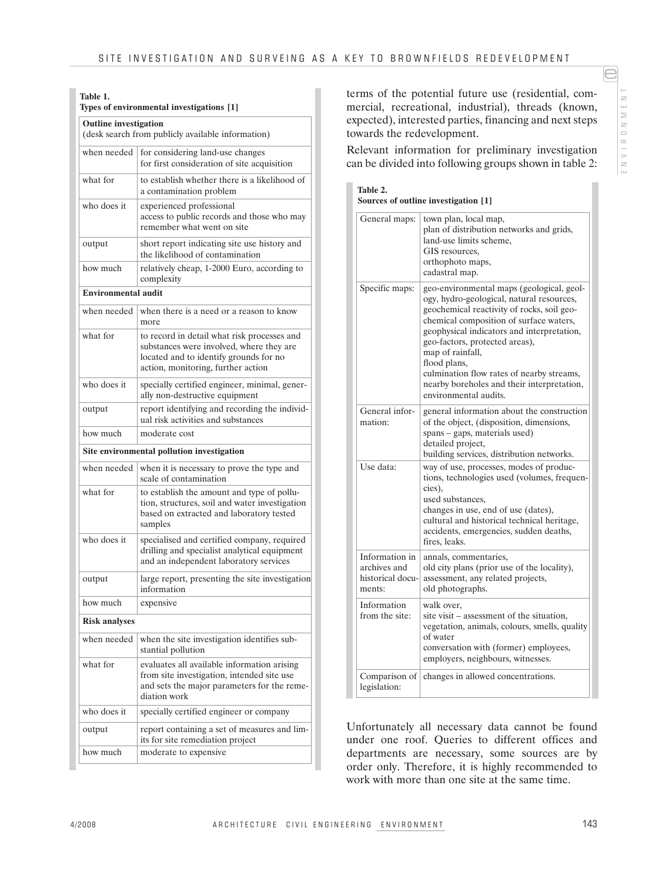**Table 1.**
**Types of environmental investigations [1]**

| **Outline investigation** (desk search from publicly available information) | |
|---|---|
| when needed | for considering land-use changes<br>for first consideration of site acquisition |
| what for | to establish whether there is a likelihood of a contamination problem |
| who does it | experienced professional<br>access to public records and those who may remember what went on site |
| output | short report indicating site use history and the likelihood of contamination |
| how much | relatively cheap, 1-2000 Euro, according to complexity |
| **Environmental audit** | |
| when needed | when there is a need or a reason to know more |
| what for | to record in detail what risk processes and substances were involved, where they are located and to identify grounds for no action, monitoring, further action |
| who does it | specially certified engineer, minimal, generally non-destructive equipment |
| output | report identifying and recording the individual risk activities and substances |
| how much | moderate cost |
| **Site environmental pollution investigation** | |
| when needed | when it is necessary to prove the type and scale of contamination |
| what for | to establish the amount and type of pollution, structures, soil and water investigation based on extracted and laboratory tested samples |
| who does it | specialised and certified company, required drilling and specialist analytical equipment and an independent laboratory services |
| output | large report, presenting the site investigation information |
| how much | expensive |
| **Risk analyses** | |
| when needed | when the site investigation identifies substantial pollution |
| what for | evaluates all available information arising from site investigation, intended site use and sets the major parameters for the remediation work |
| who does it | specially certified engineer or company |
| output | report containing a set of measures and limits for site remediation project |
| how much | moderate to expensive |

terms of the potential future use (residential, commercial, recreational, industrial), threads (known, expected), interested parties, financing and next steps towards the redevelopment.

Relevant information for preliminary investigation can be divided into following groups shown in table 2:

**Table 2.**
**Sources of outline investigation [1]**

| | |
|---|---|
| General maps: | town plan, local map,<br>plan of distribution networks and grids,<br>land-use limits scheme,<br>GIS resources,<br>orthophoto maps,<br>cadastral map. |
| Specific maps: | geo-environmental maps (geological, geology, hydro-geological, natural resources, geochemical reactivity of rocks, soil geochemical composition of surface waters, geophysical indicators and interpretation, geo-factors, protected areas),<br>map of rainfall,<br>flood plans,<br>culmination flow rates of nearby streams,<br>nearby boreholes and their interpretation,<br>environmental audits. |
| General information: | general information about the construction of the object, (disposition, dimensions, spans – gaps, materials used)<br>detailed project,<br>building services, distribution networks. |
| Use data: | way of use, processes, modes of productions, technologies used (volumes, frequencies),<br>used substances,<br>changes in use, end of use (dates),<br>cultural and historical technical heritage,<br>accidents, emergencies, sudden deaths, fires, leaks. |
| Information in archives and historical documents: | annals, commentaries,<br>old city plans (prior use of the locality),<br>assessment, any related projects,<br>old photographs. |
| Information from the site: | walk over,<br>site visit – assessment of the situation, vegetation, animals, colours, smells, quality of water<br>conversation with (former) employees, employers, neighbours, witnesses. |
| Comparison of legislation: | changes in allowed concentrations. |

Unfortunately all necessary data cannot be found under one roof. Queries to different offices and departments are necessary, some sources are by order only. Therefore, it is highly recommended to work with more than one site at the same time.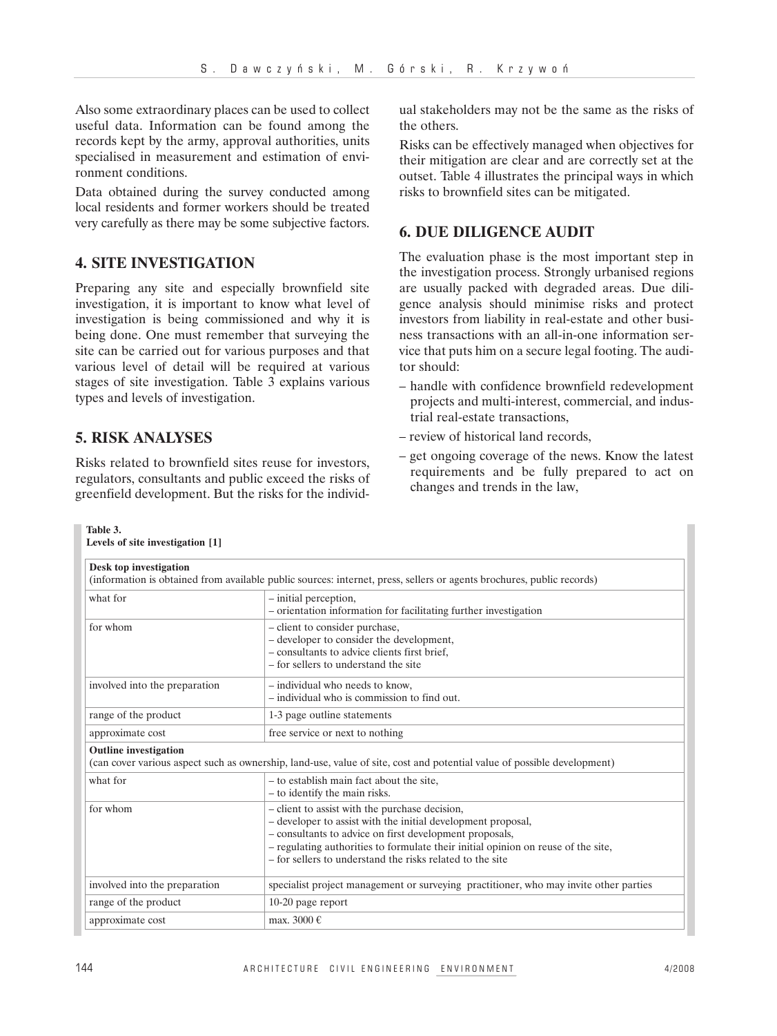Also some extraordinary places can be used to collect useful data. Information can be found among the records kept by the army, approval authorities, units specialised in measurement and estimation of environment conditions.

Data obtained during the survey conducted among local residents and former workers should be treated very carefully as there may be some subjective factors.

## 4. SITE INVESTIGATION

Preparing any site and especially brownfield site investigation, it is important to know what level of investigation is being commissioned and why it is being done. One must remember that surveying the site can be carried out for various purposes and that various level of detail will be required at various stages of site investigation. Table 3 explains various types and levels of investigation.

## 5. RISK ANALYSES

Risks related to brownfield sites reuse for investors, regulators, consultants and public exceed the risks of greenfield development. But the risks for the individual stakeholders may not be the same as the risks of the others.

Risks can be effectively managed when objectives for their mitigation are clear and are correctly set at the outset. Table 4 illustrates the principal ways in which risks to brownfield sites can be mitigated.

## 6. DUE DILIGENCE AUDIT

The evaluation phase is the most important step in the investigation process. Strongly urbanised regions are usually packed with degraded areas. Due diligence analysis should minimise risks and protect investors from liability in real-estate and other business transactions with an all-in-one information service that puts him on a secure legal footing. The auditor should:

– handle with confidence brownfield redevelopment projects and multi-interest, commercial, and industrial real-estate transactions,
– review of historical land records,
– get ongoing coverage of the news. Know the latest requirements and be fully prepared to act on changes and trends in the law,

**Table 3.**
**Levels of site investigation [1]**

| **Desk top investigation** (information is obtained from available public sources: internet, press, sellers or agents brochures, public records) | |
|---|---|
| what for | – initial perception,<br>– orientation information for facilitating further investigation |
| for whom | – client to consider purchase,<br>– developer to consider the development,<br>– consultants to advice clients first brief,<br>– for sellers to understand the site |
| involved into the preparation | – individual who needs to know,<br>– individual who is commission to find out. |
| range of the product | 1-3 page outline statements |
| approximate cost | free service or next to nothing |
| **Outline investigation** (can cover various aspect such as ownership, land-use, value of site, cost and potential value of possible development) | |
| what for | – to establish main fact about the site,<br>– to identify the main risks. |
| for whom | – client to assist with the purchase decision,<br>– developer to assist with the initial development proposal,<br>– consultants to advice on first development proposals,<br>– regulating authorities to formulate their initial opinion on reuse of the site,<br>– for sellers to understand the risks related to the site |
| involved into the preparation | specialist project management or surveying practitioner, who may invite other parties |
| range of the product | 10-20 page report |
| approximate cost | max. 3000 € |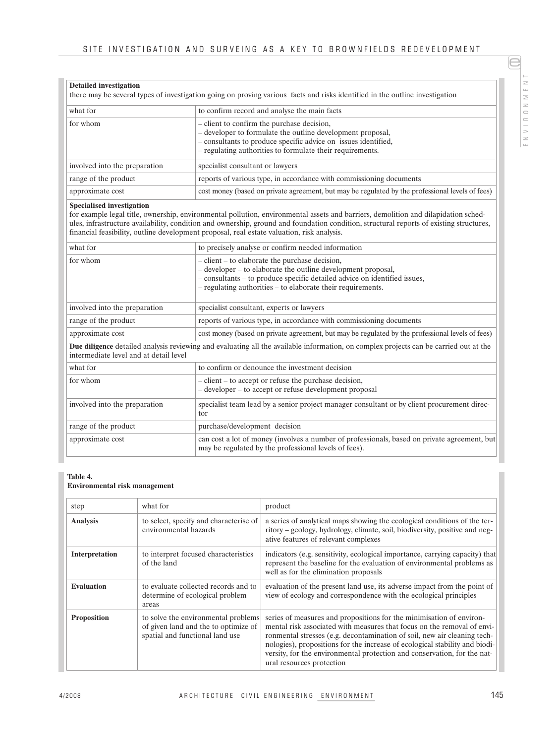| **Detailed investigation**<br>there may be several types of investigation going on proving various facts and risks identified in the outline investigation | |
|---|---|
| what for | to confirm record and analyse the main facts |
| for whom | – client to confirm the purchase decision,<br>– developer to formulate the outline development proposal,<br>– consultants to produce specific advice on issues identified,<br>– regulating authorities to formulate their requirements. |
| involved into the preparation | specialist consultant or lawyers |
| range of the product | reports of various type, in accordance with commissioning documents |
| approximate cost | cost money (based on private agreement, but may be regulated by the professional levels of fees) |
| **Specialised investigation**<br>for example legal title, ownership, environmental pollution, environmental assets and barriers, demolition and dilapidation schedules, infrastructure availability, condition and ownership, ground and foundation condition, structural reports of existing structures, financial feasibility, outline development proposal, real estate valuation, risk analysis. | |
| what for | to precisely analyse or confirm needed information |
| for whom | – client – to elaborate the purchase decision,<br>– developer – to elaborate the outline development proposal,<br>– consultants – to produce specific detailed advice on identified issues,<br>– regulating authorities – to elaborate their requirements. |
| involved into the preparation | specialist consultant, experts or lawyers |
| range of the product | reports of various type, in accordance with commissioning documents |
| approximate cost | cost money (based on private agreement, but may be regulated by the professional levels of fees) |
| **Due diligence** detailed analysis reviewing and evaluating all the available information, on complex projects can be carried out at the intermediate level and at detail level | |
| what for | to confirm or denounce the investment decision |
| for whom | – client – to accept or refuse the purchase decision,<br>– developer – to accept or refuse development proposal |
| involved into the preparation | specialist team lead by a senior project manager consultant or by client procurement director |
| range of the product | purchase/development decision |
| approximate cost | can cost a lot of money (involves a number of professionals, based on private agreement, but may be regulated by the professional levels of fees). |

**Table 4.**
**Environmental risk management**

| step | what for | product |
|---|---|---|
| **Analysis** | to select, specify and characterise of environmental hazards | a series of analytical maps showing the ecological conditions of the territory – geology, hydrology, climate, soil, biodiversity, positive and negative features of relevant complexes |
| **Interpretation** | to interpret focused characteristics of the land | indicators (e.g. sensitivity, ecological importance, carrying capacity) that represent the baseline for the evaluation of environmental problems as well as for the elimination proposals |
| **Evaluation** | to evaluate collected records and to determine of ecological problem areas | evaluation of the present land use, its adverse impact from the point of view of ecology and correspondence with the ecological principles |
| **Proposition** | to solve the environmental problems of given land and the to optimize of spatial and functional land use | series of measures and propositions for the minimisation of environmental risk associated with measures that focus on the removal of environmental stresses (e.g. decontamination of soil, new air cleaning technologies), propositions for the increase of ecological stability and biodiversity, for the environmental protection and conservation, for the natural resources protection |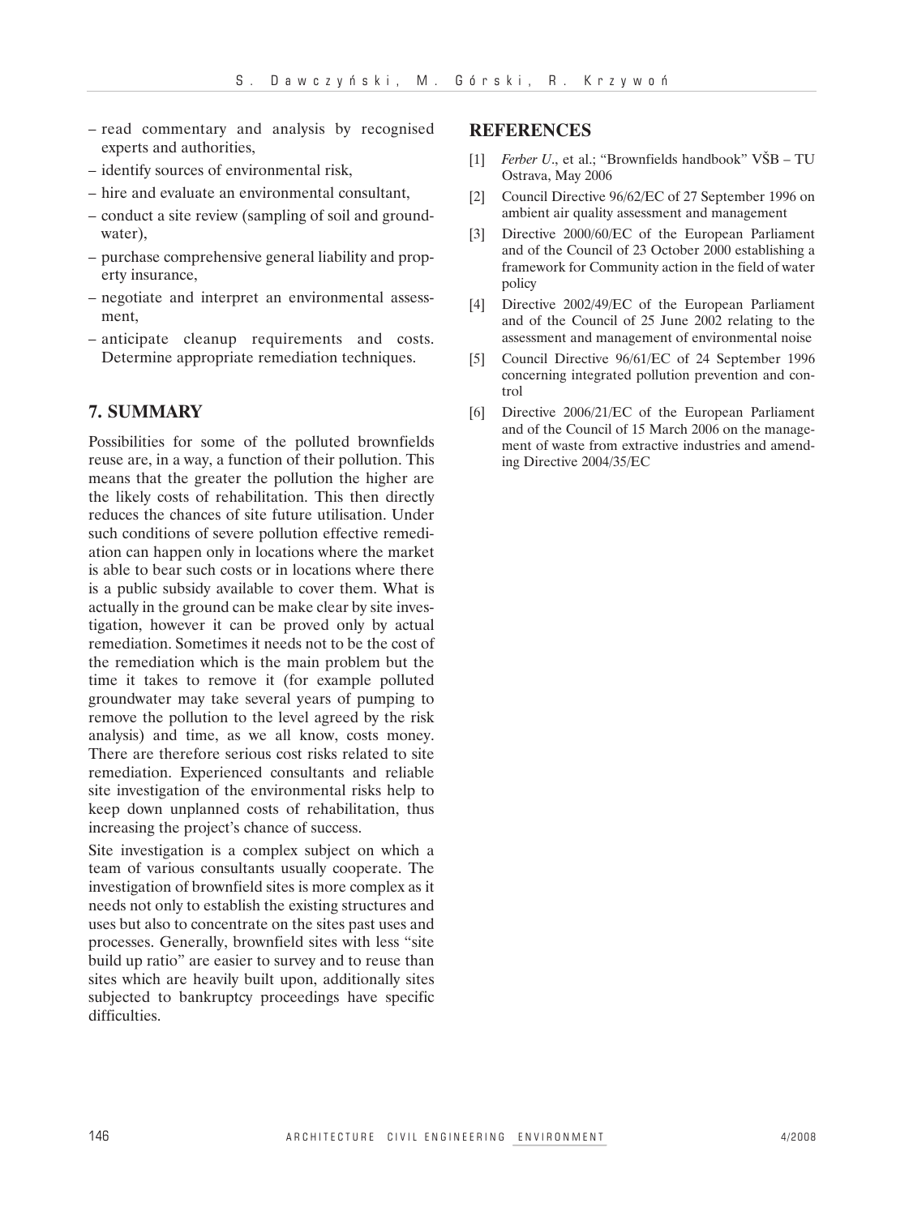- read commentary and analysis by recognised experts and authorities,
- identify sources of environmental risk,
- hire and evaluate an environmental consultant,
- conduct a site review (sampling of soil and groundwater),
- purchase comprehensive general liability and property insurance,
- negotiate and interpret an environmental assessment,
- anticipate cleanup requirements and costs. Determine appropriate remediation techniques.

## 7. SUMMARY

Possibilities for some of the polluted brownfields reuse are, in a way, a function of their pollution. This means that the greater the pollution the higher are the likely costs of rehabilitation. This then directly reduces the chances of site future utilisation. Under such conditions of severe pollution effective remediation can happen only in locations where the market is able to bear such costs or in locations where there is a public subsidy available to cover them. What is actually in the ground can be make clear by site investigation, however it can be proved only by actual remediation. Sometimes it needs not to be the cost of the remediation which is the main problem but the time it takes to remove it (for example polluted groundwater may take several years of pumping to remove the pollution to the level agreed by the risk analysis) and time, as we all know, costs money. There are therefore serious cost risks related to site remediation. Experienced consultants and reliable site investigation of the environmental risks help to keep down unplanned costs of rehabilitation, thus increasing the project's chance of success.

Site investigation is a complex subject on which a team of various consultants usually cooperate. The investigation of brownfield sites is more complex as it needs not only to establish the existing structures and uses but also to concentrate on the sites past uses and processes. Generally, brownfield sites with less "site build up ratio" are easier to survey and to reuse than sites which are heavily built upon, additionally sites subjected to bankruptcy proceedings have specific difficulties.

## REFERENCES

[1] *Ferber U.*, et al.; "Brownfields handbook" VŠB – TU Ostrava, May 2006

[2] Council Directive 96/62/EC of 27 September 1996 on ambient air quality assessment and management

[3] Directive 2000/60/EC of the European Parliament and of the Council of 23 October 2000 establishing a framework for Community action in the field of water policy

[4] Directive 2002/49/EC of the European Parliament and of the Council of 25 June 2002 relating to the assessment and management of environmental noise

[5] Council Directive 96/61/EC of 24 September 1996 concerning integrated pollution prevention and control

[6] Directive 2006/21/EC of the European Parliament and of the Council of 15 March 2006 on the management of waste from extractive industries and amending Directive 2004/35/EC